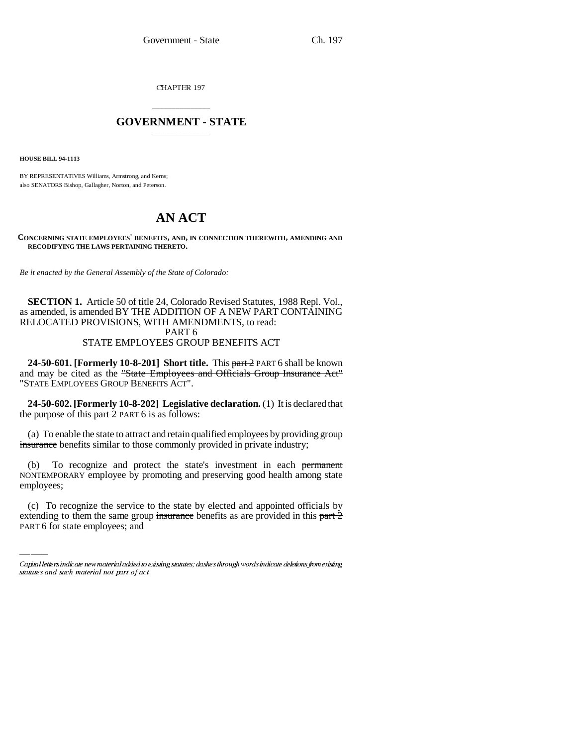CHAPTER 197

## GOVERNMENT - STATE

**HOUSE BILL 94-1113**

BY REPRESENTATIVES Williams, Armstrong, and Kerns;
also SENATORS Bishop, Gallagher, Norton, and Peterson.

# AN ACT

**CONCERNING STATE EMPLOYEES' BENEFITS, AND, IN CONNECTION THEREWITH, AMENDING AND RECODIFYING THE LAWS PERTAINING THERETO.**

*Be it enacted by the General Assembly of the State of Colorado:*

**SECTION 1.** Article 50 of title 24, Colorado Revised Statutes, 1988 Repl. Vol., as amended, is amended BY THE ADDITION OF A NEW PART CONTAINING RELOCATED PROVISIONS, WITH AMENDMENTS, to read:

PART 6
STATE EMPLOYEES GROUP BENEFITS ACT

**24-50-601. [Formerly 10-8-201] Short title.** This ~~part 2~~ PART 6 shall be known and may be cited as the ~~"State Employees and Officials Group Insurance Act"~~ "STATE EMPLOYEES GROUP BENEFITS ACT".

**24-50-602. [Formerly 10-8-202] Legislative declaration.** (1) It is declared that the purpose of this ~~part 2~~ PART 6 is as follows:

(a) To enable the state to attract and retain qualified employees by providing group ~~insurance~~ benefits similar to those commonly provided in private industry;

(b) To recognize and protect the state's investment in each ~~permanent~~ NONTEMPORARY employee by promoting and preserving good health among state employees;

(c) To recognize the service to the state by elected and appointed officials by extending to them the same group ~~insurance~~ benefits as are provided in this ~~part 2~~ PART 6 for state employees; and

Capital letters indicate new material added to existing statutes; dashes through words indicate deletions from existing statutes and such material not part of act.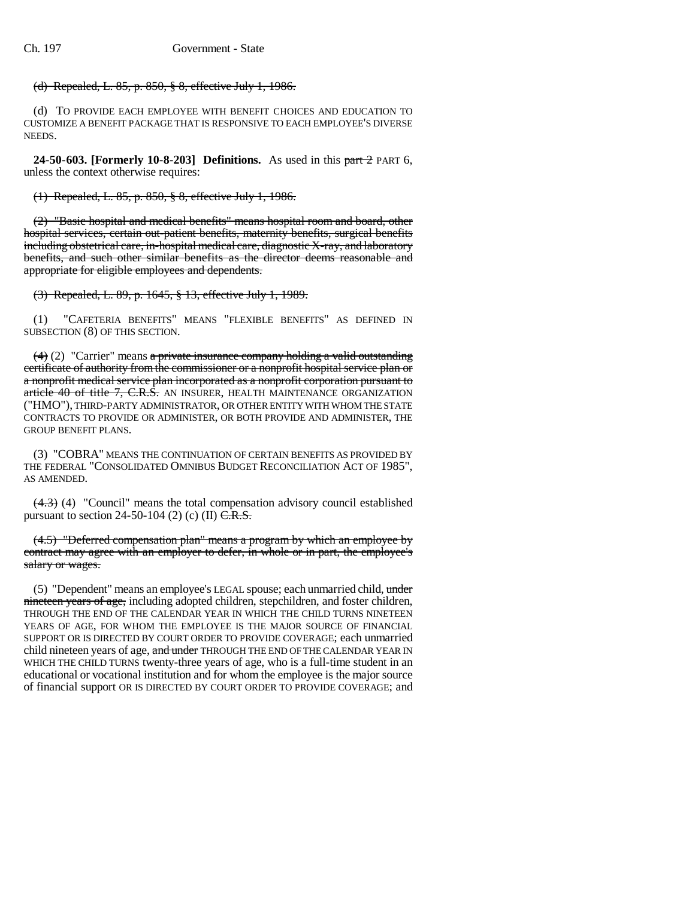(d) ~~Repealed, L. 85, p. 850, § 8, effective July 1, 1986.~~

(d) TO PROVIDE EACH EMPLOYEE WITH BENEFIT CHOICES AND EDUCATION TO CUSTOMIZE A BENEFIT PACKAGE THAT IS RESPONSIVE TO EACH EMPLOYEE'S DIVERSE NEEDS.

**24-50-603. [Formerly 10-8-203] Definitions.** As used in this ~~part 2~~ PART 6, unless the context otherwise requires:

(1) ~~Repealed, L. 85, p. 850, § 8, effective July 1, 1986.~~

(2) ~~"Basic hospital and medical benefits" means hospital room and board, other hospital services, certain out-patient benefits, maternity benefits, surgical benefits including obstetrical care, in-hospital medical care, diagnostic X-ray, and laboratory benefits, and such other similar benefits as the director deems reasonable and appropriate for eligible employees and dependents.~~

(3) ~~Repealed, L. 89, p. 1645, § 13, effective July 1, 1989.~~

(1) "CAFETERIA BENEFITS" MEANS "FLEXIBLE BENEFITS" AS DEFINED IN SUBSECTION (8) OF THIS SECTION.

~~(4)~~ (2) "Carrier" means ~~a private insurance company holding a valid outstanding certificate of authority from the commissioner or a nonprofit hospital service plan or a nonprofit medical service plan incorporated as a nonprofit corporation pursuant to article 40 of title 7, C.R.S.~~ AN INSURER, HEALTH MAINTENANCE ORGANIZATION ("HMO"), THIRD-PARTY ADMINISTRATOR, OR OTHER ENTITY WITH WHOM THE STATE CONTRACTS TO PROVIDE OR ADMINISTER, OR BOTH PROVIDE AND ADMINISTER, THE GROUP BENEFIT PLANS.

(3) "COBRA" MEANS THE CONTINUATION OF CERTAIN BENEFITS AS PROVIDED BY THE FEDERAL "CONSOLIDATED OMNIBUS BUDGET RECONCILIATION ACT OF 1985", AS AMENDED.

~~(4.3)~~ (4) "Council" means the total compensation advisory council established pursuant to section 24-50-104 (2) (c) (II) ~~C.R.S.~~

~~(4.5) "Deferred compensation plan" means a program by which an employee by contract may agree with an employer to defer, in whole or in part, the employee's salary or wages.~~

(5) "Dependent" means an employee's LEGAL spouse; each unmarried child, ~~under nineteen years of age,~~ including adopted children, stepchildren, and foster children, THROUGH THE END OF THE CALENDAR YEAR IN WHICH THE CHILD TURNS NINETEEN YEARS OF AGE, FOR WHOM THE EMPLOYEE IS THE MAJOR SOURCE OF FINANCIAL SUPPORT OR IS DIRECTED BY COURT ORDER TO PROVIDE COVERAGE; each unmarried child nineteen years of age, ~~and under~~ THROUGH THE END OF THE CALENDAR YEAR IN WHICH THE CHILD TURNS twenty-three years of age, who is a full-time student in an educational or vocational institution and for whom the employee is the major source of financial support OR IS DIRECTED BY COURT ORDER TO PROVIDE COVERAGE; and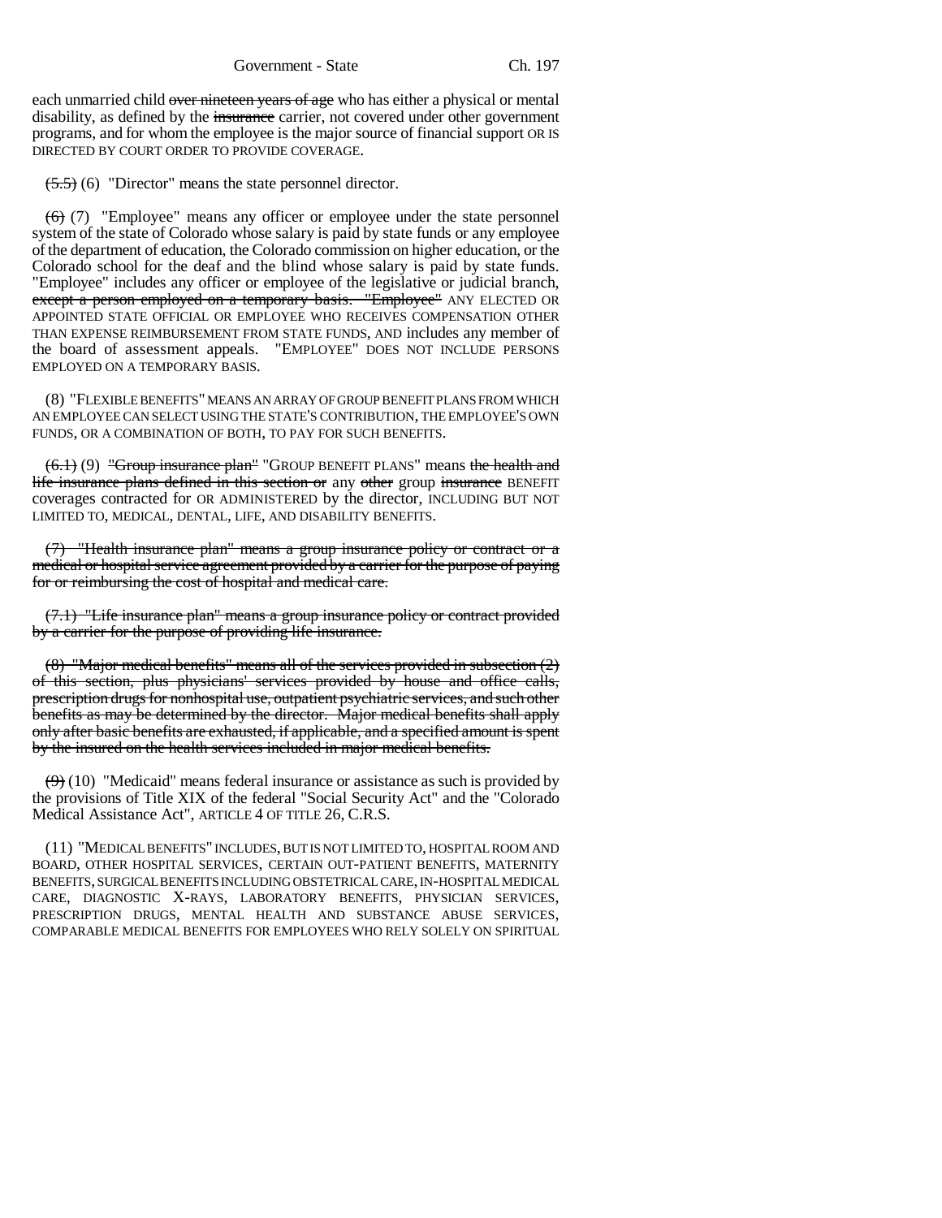each unmarried child ~~over nineteen years of age~~ who has either a physical or mental disability, as defined by the ~~insurance~~ carrier, not covered under other government programs, and for whom the employee is the major source of financial support OR IS DIRECTED BY COURT ORDER TO PROVIDE COVERAGE.

~~(5.5)~~ (6) "Director" means the state personnel director.

~~(6)~~ (7) "Employee" means any officer or employee under the state personnel system of the state of Colorado whose salary is paid by state funds or any employee of the department of education, the Colorado commission on higher education, or the Colorado school for the deaf and the blind whose salary is paid by state funds. "Employee" includes any officer or employee of the legislative or judicial branch, ~~except a person employed on a temporary basis. "Employee"~~ ANY ELECTED OR APPOINTED STATE OFFICIAL OR EMPLOYEE WHO RECEIVES COMPENSATION OTHER THAN EXPENSE REIMBURSEMENT FROM STATE FUNDS, AND includes any member of the board of assessment appeals. "EMPLOYEE" DOES NOT INCLUDE PERSONS EMPLOYED ON A TEMPORARY BASIS.

(8) "FLEXIBLE BENEFITS" MEANS AN ARRAY OF GROUP BENEFIT PLANS FROM WHICH AN EMPLOYEE CAN SELECT USING THE STATE'S CONTRIBUTION, THE EMPLOYEE'S OWN FUNDS, OR A COMBINATION OF BOTH, TO PAY FOR SUCH BENEFITS.

~~(6.1)~~ (9) ~~"Group insurance plan"~~ "GROUP BENEFIT PLANS" means ~~the health and life insurance plans defined in this section or~~ any ~~other~~ group ~~insurance~~ BENEFIT coverages contracted for OR ADMINISTERED by the director, INCLUDING BUT NOT LIMITED TO, MEDICAL, DENTAL, LIFE, AND DISABILITY BENEFITS.

~~(7) "Health insurance plan" means a group insurance policy or contract or a medical or hospital service agreement provided by a carrier for the purpose of paying for or reimbursing the cost of hospital and medical care.~~

~~(7.1) "Life insurance plan" means a group insurance policy or contract provided by a carrier for the purpose of providing life insurance.~~

~~(8) "Major medical benefits" means all of the services provided in subsection (2) of this section, plus physicians' services provided by house and office calls, prescription drugs for nonhospital use, outpatient psychiatric services, and such other benefits as may be determined by the director. Major medical benefits shall apply only after basic benefits are exhausted, if applicable, and a specified amount is spent by the insured on the health services included in major medical benefits.~~

~~(9)~~ (10) "Medicaid" means federal insurance or assistance as such is provided by the provisions of Title XIX of the federal "Social Security Act" and the "Colorado Medical Assistance Act", ARTICLE 4 OF TITLE 26, C.R.S.

(11) "MEDICAL BENEFITS" INCLUDES, BUT IS NOT LIMITED TO, HOSPITAL ROOM AND BOARD, OTHER HOSPITAL SERVICES, CERTAIN OUT-PATIENT BENEFITS, MATERNITY BENEFITS, SURGICAL BENEFITS INCLUDING OBSTETRICAL CARE, IN-HOSPITAL MEDICAL CARE, DIAGNOSTIC X-RAYS, LABORATORY BENEFITS, PHYSICIAN SERVICES, PRESCRIPTION DRUGS, MENTAL HEALTH AND SUBSTANCE ABUSE SERVICES, COMPARABLE MEDICAL BENEFITS FOR EMPLOYEES WHO RELY SOLELY ON SPIRITUAL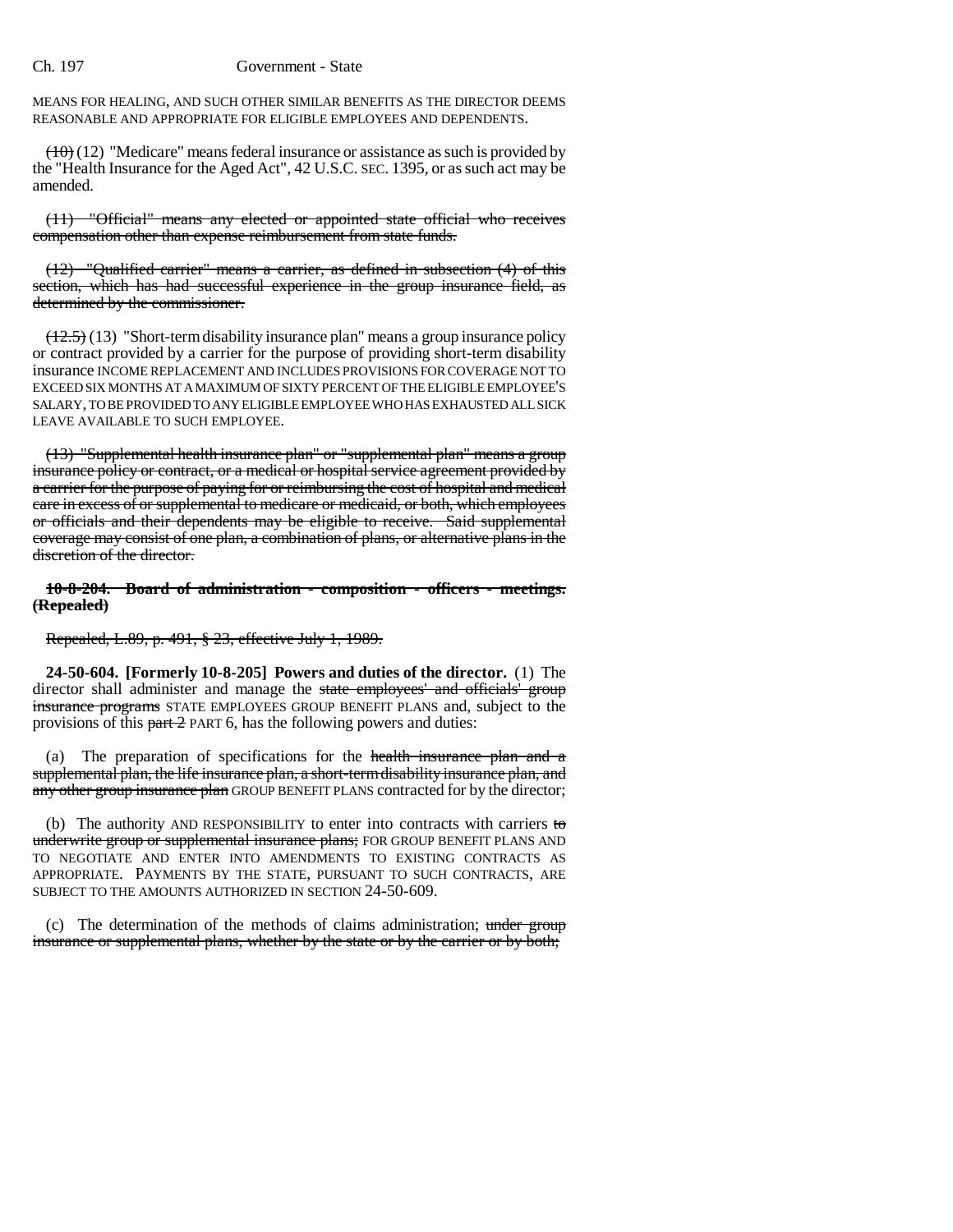MEANS FOR HEALING, AND SUCH OTHER SIMILAR BENEFITS AS THE DIRECTOR DEEMS REASONABLE AND APPROPRIATE FOR ELIGIBLE EMPLOYEES AND DEPENDENTS.

~~(10)~~ (12) "Medicare" means federal insurance or assistance as such is provided by the "Health Insurance for the Aged Act", 42 U.S.C. SEC. 1395, or as such act may be amended.

~~(11) "Official" means any elected or appointed state official who receives compensation other than expense reimbursement from state funds.~~

~~(12) "Qualified carrier" means a carrier, as defined in subsection (4) of this section, which has had successful experience in the group insurance field, as determined by the commissioner.~~

~~(12.5)~~ (13) "Short-term disability insurance plan" means a group insurance policy or contract provided by a carrier for the purpose of providing short-term disability insurance INCOME REPLACEMENT AND INCLUDES PROVISIONS FOR COVERAGE NOT TO EXCEED SIX MONTHS AT A MAXIMUM OF SIXTY PERCENT OF THE ELIGIBLE EMPLOYEE'S SALARY, TO BE PROVIDED TO ANY ELIGIBLE EMPLOYEE WHO HAS EXHAUSTED ALL SICK LEAVE AVAILABLE TO SUCH EMPLOYEE.

~~(13) "Supplemental health insurance plan" or "supplemental plan" means a group insurance policy or contract, or a medical or hospital service agreement provided by a carrier for the purpose of paying for or reimbursing the cost of hospital and medical care in excess of or supplemental to medicare or medicaid, or both, which employees or officials and their dependents may be eligible to receive. Said supplemental coverage may consist of one plan, a combination of plans, or alternative plans in the discretion of the director.~~

~~**10-8-204. Board of administration - composition - officers - meetings. (Repealed)**~~

~~Repealed, L.89, p. 491, § 23, effective July 1, 1989.~~

**24-50-604. [Formerly 10-8-205] Powers and duties of the director.** (1) The director shall administer and manage the ~~state employees' and officials' group insurance programs~~ STATE EMPLOYEES GROUP BENEFIT PLANS and, subject to the provisions of this ~~part 2~~ PART 6, has the following powers and duties:

(a) The preparation of specifications for the ~~health insurance plan and a supplemental plan, the life insurance plan, a short-term disability insurance plan, and any other group insurance plan~~ GROUP BENEFIT PLANS contracted for by the director;

(b) The authority AND RESPONSIBILITY to enter into contracts with carriers ~~to underwrite group or supplemental insurance plans;~~ FOR GROUP BENEFIT PLANS AND TO NEGOTIATE AND ENTER INTO AMENDMENTS TO EXISTING CONTRACTS AS APPROPRIATE. PAYMENTS BY THE STATE, PURSUANT TO SUCH CONTRACTS, ARE SUBJECT TO THE AMOUNTS AUTHORIZED IN SECTION 24-50-609.

(c) The determination of the methods of claims administration; ~~under group insurance or supplemental plans, whether by the state or by the carrier or by both;~~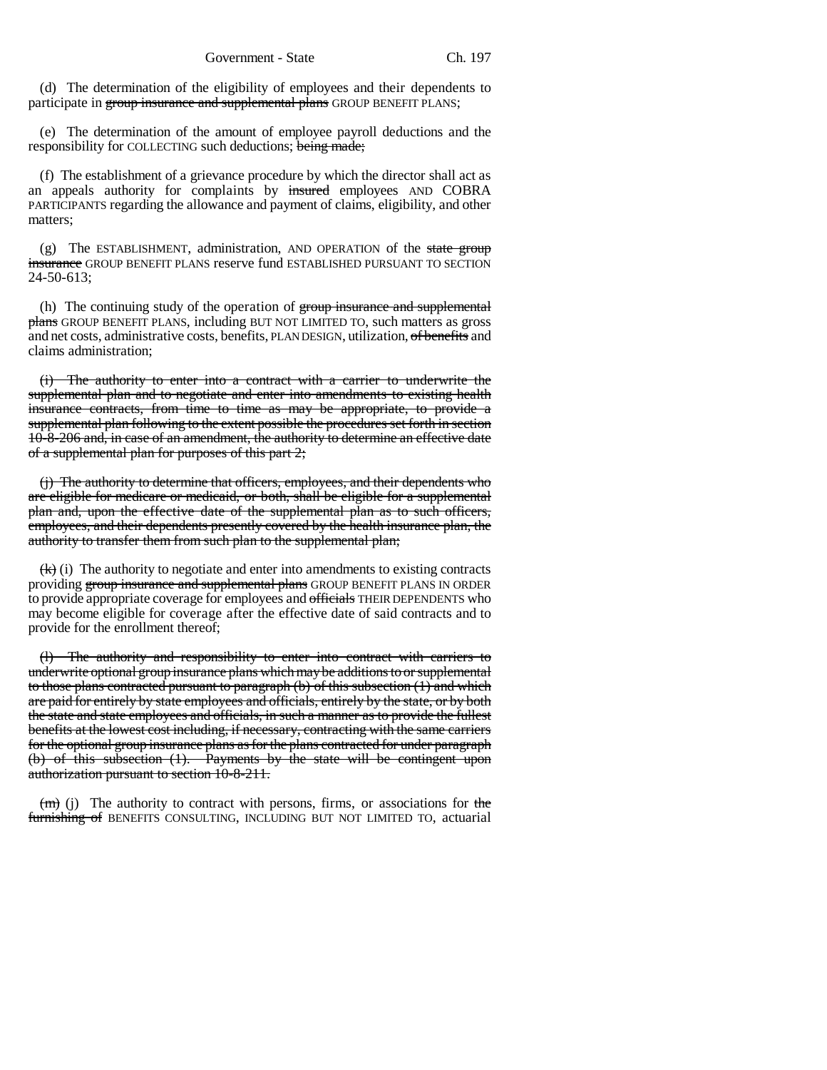(d) The determination of the eligibility of employees and their dependents to participate in ~~group insurance and supplemental plans~~ GROUP BENEFIT PLANS;

(e) The determination of the amount of employee payroll deductions and the responsibility for COLLECTING such deductions; ~~being made;~~

(f) The establishment of a grievance procedure by which the director shall act as an appeals authority for complaints by ~~insured~~ employees AND COBRA PARTICIPANTS regarding the allowance and payment of claims, eligibility, and other matters;

(g) The ESTABLISHMENT, administration, AND OPERATION of the ~~state group insurance~~ GROUP BENEFIT PLANS reserve fund ESTABLISHED PURSUANT TO SECTION 24-50-613;

(h) The continuing study of the operation of ~~group insurance and supplemental plans~~ GROUP BENEFIT PLANS, including BUT NOT LIMITED TO, such matters as gross and net costs, administrative costs, benefits, PLAN DESIGN, utilization, ~~of benefits~~ and claims administration;

~~(i) The authority to enter into a contract with a carrier to underwrite the supplemental plan and to negotiate and enter into amendments to existing health insurance contracts, from time to time as may be appropriate, to provide a supplemental plan following to the extent possible the procedures set forth in section 10-8-206 and, in case of an amendment, the authority to determine an effective date of a supplemental plan for purposes of this part 2;~~

~~(j) The authority to determine that officers, employees, and their dependents who are eligible for medicare or medicaid, or both, shall be eligible for a supplemental plan and, upon the effective date of the supplemental plan as to such officers, employees, and their dependents presently covered by the health insurance plan, the authority to transfer them from such plan to the supplemental plan;~~

~~(k)~~ (i) The authority to negotiate and enter into amendments to existing contracts providing ~~group insurance and supplemental plans~~ GROUP BENEFIT PLANS IN ORDER to provide appropriate coverage for employees and ~~officials~~ THEIR DEPENDENTS who may become eligible for coverage after the effective date of said contracts and to provide for the enrollment thereof;

~~(l) The authority and responsibility to enter into contract with carriers to underwrite optional group insurance plans which may be additions to or supplemental to those plans contracted pursuant to paragraph (b) of this subsection (1) and which are paid for entirely by state employees and officials, entirely by the state, or by both the state and state employees and officials, in such a manner as to provide the fullest benefits at the lowest cost including, if necessary, contracting with the same carriers for the optional group insurance plans as for the plans contracted for under paragraph (b) of this subsection (1). Payments by the state will be contingent upon authorization pursuant to section 10-8-211.~~

~~(m)~~ (j) The authority to contract with persons, firms, or associations for ~~the furnishing of~~ BENEFITS CONSULTING, INCLUDING BUT NOT LIMITED TO, actuarial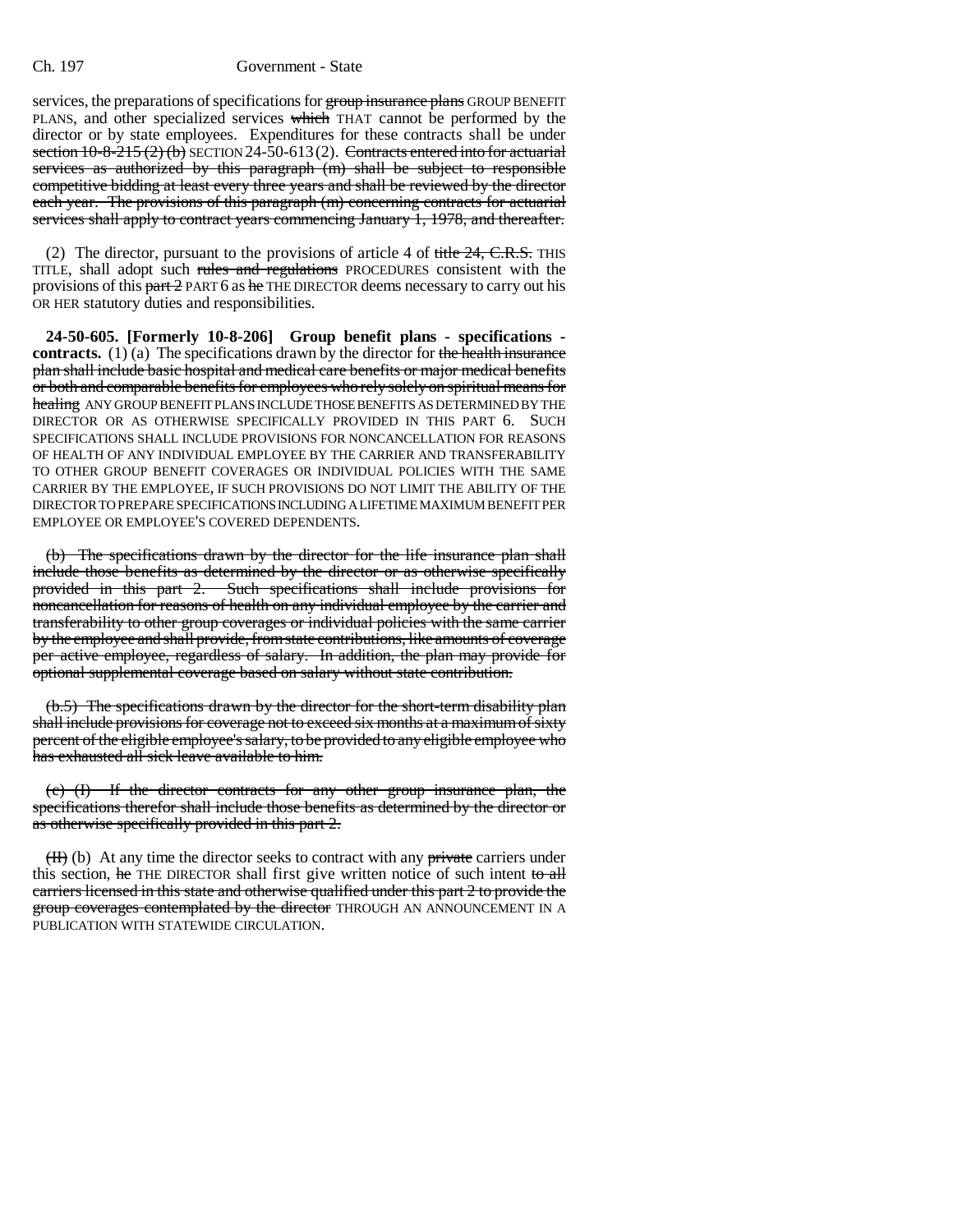services, the preparations of specifications for ~~group insurance plans~~ GROUP BENEFIT PLANS, and other specialized services ~~which~~ THAT cannot be performed by the director or by state employees. Expenditures for these contracts shall be under ~~section 10-8-215 (2) (b)~~ SECTION 24-50-613 (2). ~~Contracts entered into for actuarial services as authorized by this paragraph (m) shall be subject to responsible competitive bidding at least every three years and shall be reviewed by the director each year. The provisions of this paragraph (m) concerning contracts for actuarial services shall apply to contract years commencing January 1, 1978, and thereafter.~~

(2) The director, pursuant to the provisions of article 4 of ~~title 24, C.R.S.~~ THIS TITLE, shall adopt such ~~rules and regulations~~ PROCEDURES consistent with the provisions of this ~~part 2~~ PART 6 as ~~he~~ THE DIRECTOR deems necessary to carry out his OR HER statutory duties and responsibilities.

**24-50-605. [Formerly 10-8-206] Group benefit plans - specifications - contracts.** (1) (a) The specifications drawn by the director for ~~the health insurance plan shall include basic hospital and medical care benefits or major medical benefits or both and comparable benefits for employees who rely solely on spiritual means for healing~~ ANY GROUP BENEFIT PLANS INCLUDE THOSE BENEFITS AS DETERMINED BY THE DIRECTOR OR AS OTHERWISE SPECIFICALLY PROVIDED IN THIS PART 6. SUCH SPECIFICATIONS SHALL INCLUDE PROVISIONS FOR NONCANCELLATION FOR REASONS OF HEALTH OF ANY INDIVIDUAL EMPLOYEE BY THE CARRIER AND TRANSFERABILITY TO OTHER GROUP BENEFIT COVERAGES OR INDIVIDUAL POLICIES WITH THE SAME CARRIER BY THE EMPLOYEE, IF SUCH PROVISIONS DO NOT LIMIT THE ABILITY OF THE DIRECTOR TO PREPARE SPECIFICATIONS INCLUDING A LIFETIME MAXIMUM BENEFIT PER EMPLOYEE OR EMPLOYEE'S COVERED DEPENDENTS.

~~(b) The specifications drawn by the director for the life insurance plan shall include those benefits as determined by the director or as otherwise specifically provided in this part 2. Such specifications shall include provisions for noncancellation for reasons of health on any individual employee by the carrier and transferability to other group coverages or individual policies with the same carrier by the employee and shall provide, from state contributions, like amounts of coverage per active employee, regardless of salary. In addition, the plan may provide for optional supplemental coverage based on salary without state contribution.~~

~~(b.5) The specifications drawn by the director for the short-term disability plan shall include provisions for coverage not to exceed six months at a maximum of sixty percent of the eligible employee's salary, to be provided to any eligible employee who has exhausted all sick leave available to him.~~

~~(c) (I) If the director contracts for any other group insurance plan, the specifications therefor shall include those benefits as determined by the director or as otherwise specifically provided in this part 2.~~

~~(II)~~ (b) At any time the director seeks to contract with any ~~private~~ carriers under this section, ~~he~~ THE DIRECTOR shall first give written notice of such intent ~~to all carriers licensed in this state and otherwise qualified under this part 2 to provide the group coverages contemplated by the director~~ THROUGH AN ANNOUNCEMENT IN A PUBLICATION WITH STATEWIDE CIRCULATION.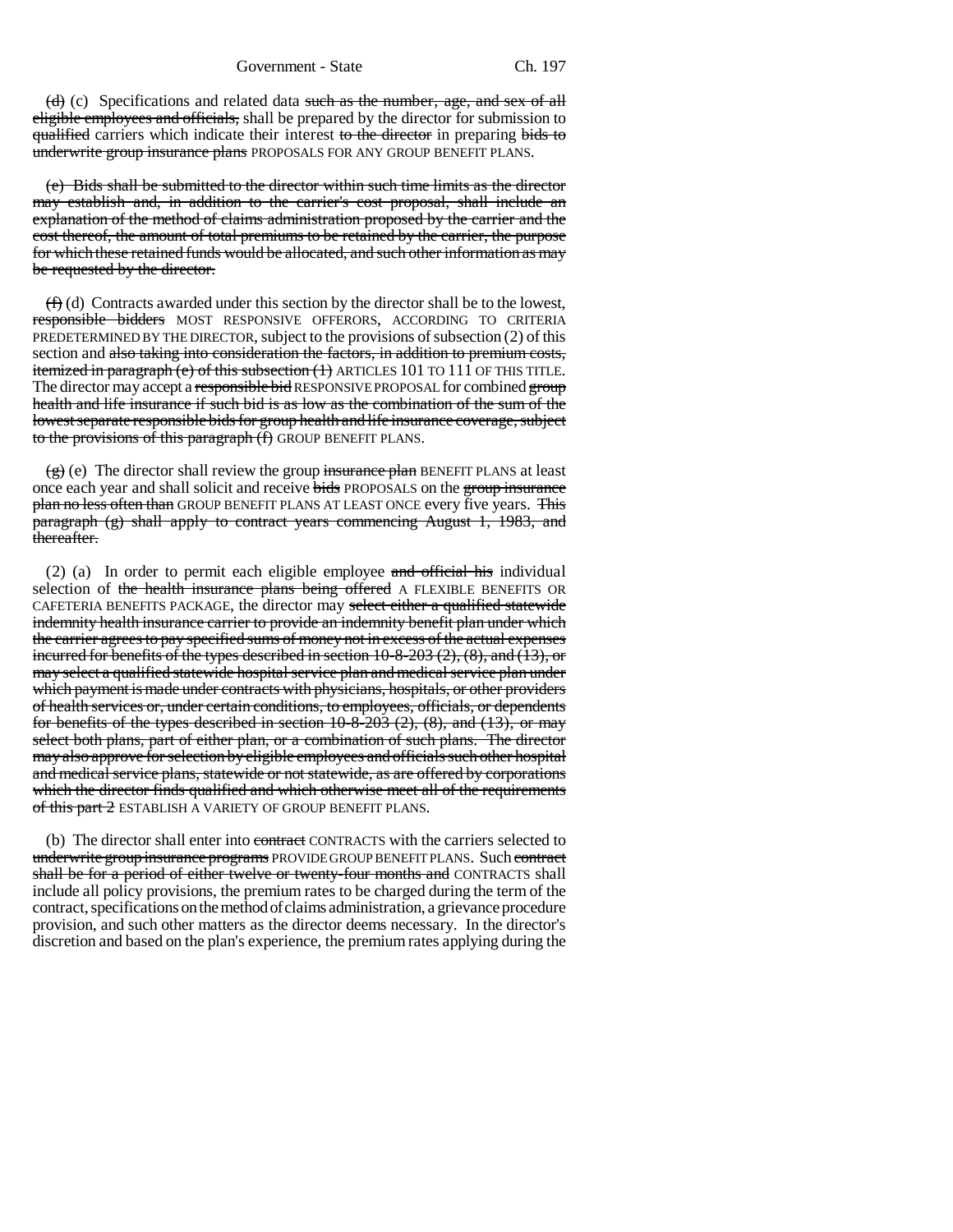~~(d)~~ (c) Specifications and related data ~~such as the number, age, and sex of all eligible employees and officials,~~ shall be prepared by the director for submission to ~~qualified~~ carriers which indicate their interest ~~to the director~~ in preparing ~~bids to underwrite group insurance plans~~ PROPOSALS FOR ANY GROUP BENEFIT PLANS.

~~(e) Bids shall be submitted to the director within such time limits as the director may establish and, in addition to the carrier's cost proposal, shall include an explanation of the method of claims administration proposed by the carrier and the cost thereof, the amount of total premiums to be retained by the carrier, the purpose for which these retained funds would be allocated, and such other information as may be requested by the director.~~

~~(f)~~ (d) Contracts awarded under this section by the director shall be to the lowest, ~~responsible bidders~~ MOST RESPONSIVE OFFERORS, ACCORDING TO CRITERIA PREDETERMINED BY THE DIRECTOR, subject to the provisions of subsection (2) of this section and ~~also taking into consideration the factors, in addition to premium costs, itemized in paragraph (e) of this subsection (1)~~ ARTICLES 101 TO 111 OF THIS TITLE. The director may accept a ~~responsible bid~~ RESPONSIVE PROPOSAL for combined ~~group health and life insurance if such bid is as low as the combination of the sum of the lowest separate responsible bids for group health and life insurance coverage, subject to the provisions of this paragraph (f)~~ GROUP BENEFIT PLANS.

~~(g)~~ (e) The director shall review the group ~~insurance plan~~ BENEFIT PLANS at least once each year and shall solicit and receive ~~bids~~ PROPOSALS on the ~~group insurance plan no less often than~~ GROUP BENEFIT PLANS AT LEAST ONCE every five years. ~~This paragraph (g) shall apply to contract years commencing August 1, 1983, and thereafter.~~

(2) (a) In order to permit each eligible employee ~~and official his~~ individual selection of ~~the health insurance plans being offered~~ A FLEXIBLE BENEFITS OR CAFETERIA BENEFITS PACKAGE, the director may ~~select either a qualified statewide indemnity health insurance carrier to provide an indemnity benefit plan under which the carrier agrees to pay specified sums of money not in excess of the actual expenses incurred for benefits of the types described in section 10-8-203 (2), (8), and (13), or may select a qualified statewide hospital service plan and medical service plan under which payment is made under contracts with physicians, hospitals, or other providers of health services or, under certain conditions, to employees, officials, or dependents for benefits of the types described in section 10-8-203 (2), (8), and (13), or may select both plans, part of either plan, or a combination of such plans. The director may also approve for selection by eligible employees and officials such other hospital and medical service plans, statewide or not statewide, as are offered by corporations which the director finds qualified and which otherwise meet all of the requirements of this part 2~~ ESTABLISH A VARIETY OF GROUP BENEFIT PLANS.

(b) The director shall enter into ~~contract~~ CONTRACTS with the carriers selected to ~~underwrite group insurance programs~~ PROVIDE GROUP BENEFIT PLANS. Such ~~contract shall be for a period of either twelve or twenty-four months and~~ CONTRACTS shall include all policy provisions, the premium rates to be charged during the term of the contract, specifications on the method of claims administration, a grievance procedure provision, and such other matters as the director deems necessary. In the director's discretion and based on the plan's experience, the premium rates applying during the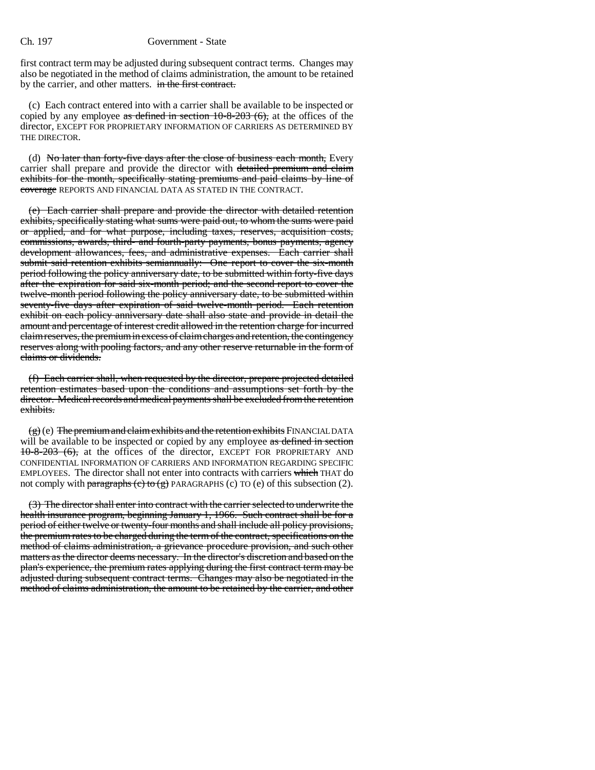first contract term may be adjusted during subsequent contract terms. Changes may also be negotiated in the method of claims administration, the amount to be retained by the carrier, and other matters. ~~in the first contract.~~

(c) Each contract entered into with a carrier shall be available to be inspected or copied by any employee ~~as defined in section 10-8-203 (6),~~ at the offices of the director, EXCEPT FOR PROPRIETARY INFORMATION OF CARRIERS AS DETERMINED BY THE DIRECTOR.

(d) ~~No later than forty-five days after the close of business each month,~~ Every carrier shall prepare and provide the director with ~~detailed premium and claim exhibits for the month, specifically stating premiums and paid claims by line of coverage~~ REPORTS AND FINANCIAL DATA AS STATED IN THE CONTRACT.

~~(e) Each carrier shall prepare and provide the director with detailed retention exhibits, specifically stating what sums were paid out, to whom the sums were paid or applied, and for what purpose, including taxes, reserves, acquisition costs, commissions, awards, third- and fourth-party payments, bonus payments, agency development allowances, fees, and administrative expenses. Each carrier shall submit said retention exhibits semiannually: One report to cover the six-month period following the policy anniversary date, to be submitted within forty-five days after the expiration for said six-month period; and the second report to cover the twelve-month period following the policy anniversary date, to be submitted within seventy-five days after expiration of said twelve-month period. Each retention exhibit on each policy anniversary date shall also state and provide in detail the amount and percentage of interest credit allowed in the retention charge for incurred claim reserves, the premium in excess of claim charges and retention, the contingency reserves along with pooling factors, and any other reserve returnable in the form of claims or dividends.~~

~~(f) Each carrier shall, when requested by the director, prepare projected detailed retention estimates based upon the conditions and assumptions set forth by the director. Medical records and medical payments shall be excluded from the retention exhibits.~~

~~(g)~~ (e) ~~The premium and claim exhibits and the retention exhibits~~ FINANCIAL DATA will be available to be inspected or copied by any employee ~~as defined in section 10-8-203 (6),~~ at the offices of the director, EXCEPT FOR PROPRIETARY AND CONFIDENTIAL INFORMATION OF CARRIERS AND INFORMATION REGARDING SPECIFIC EMPLOYEES. The director shall not enter into contracts with carriers ~~which~~ THAT do not comply with ~~paragraphs (c) to (g)~~ PARAGRAPHS (c) TO (e) of this subsection (2).

~~(3) The director shall enter into contract with the carrier selected to underwrite the health insurance program, beginning January 1, 1966. Such contract shall be for a period of either twelve or twenty-four months and shall include all policy provisions, the premium rates to be charged during the term of the contract, specifications on the method of claims administration, a grievance procedure provision, and such other matters as the director deems necessary. In the director's discretion and based on the plan's experience, the premium rates applying during the first contract term may be adjusted during subsequent contract terms. Changes may also be negotiated in the method of claims administration, the amount to be retained by the carrier, and other~~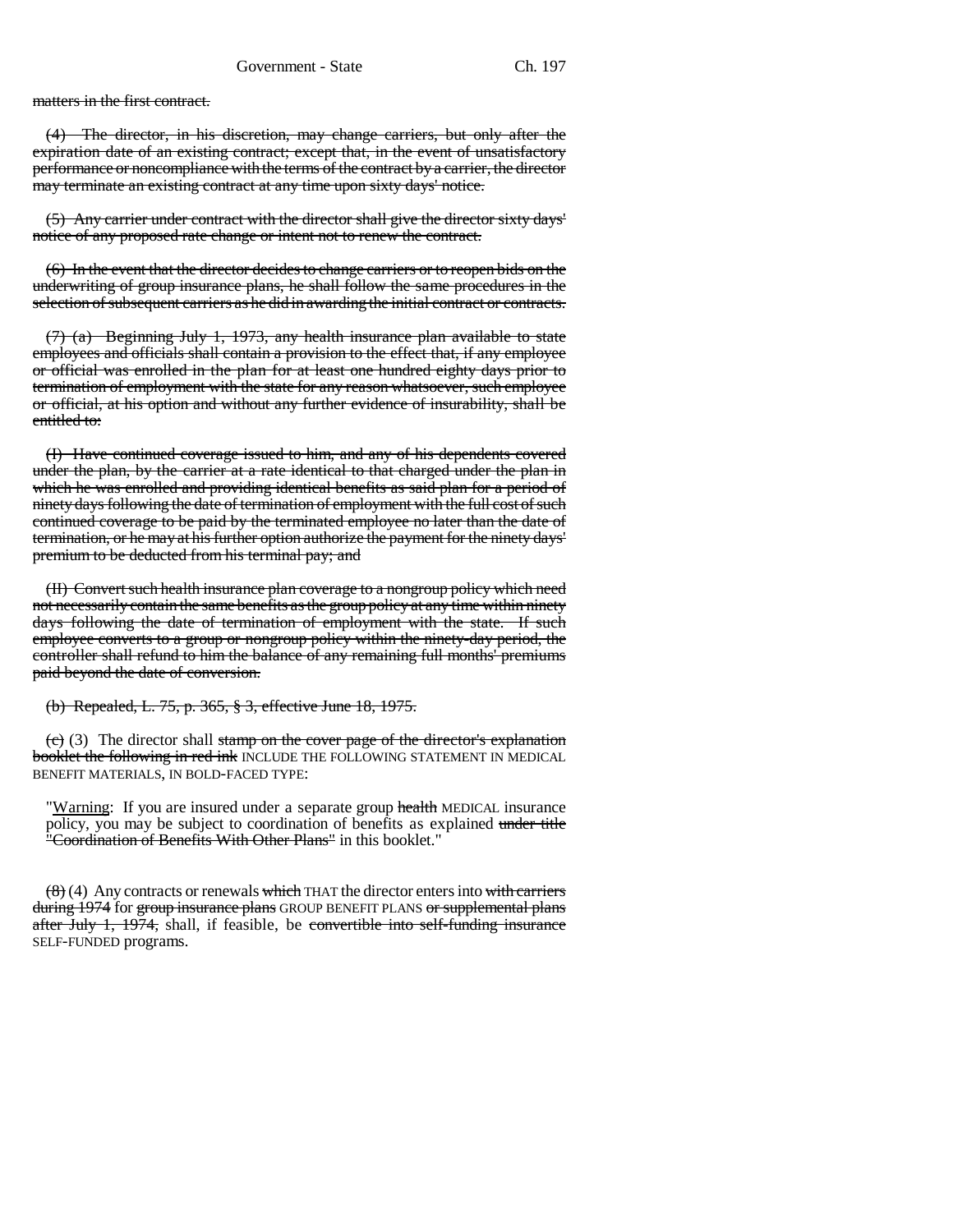matters in the first contract.

(4) The director, in his discretion, may change carriers, but only after the expiration date of an existing contract; except that, in the event of unsatisfactory performance or noncompliance with the terms of the contract by a carrier, the director may terminate an existing contract at any time upon sixty days' notice.

(5) Any carrier under contract with the director shall give the director sixty days' notice of any proposed rate change or intent not to renew the contract.

(6) In the event that the director decides to change carriers or to reopen bids on the underwriting of group insurance plans, he shall follow the same procedures in the selection of subsequent carriers as he did in awarding the initial contract or contracts.

(7) (a) Beginning July 1, 1973, any health insurance plan available to state employees and officials shall contain a provision to the effect that, if any employee or official was enrolled in the plan for at least one hundred eighty days prior to termination of employment with the state for any reason whatsoever, such employee or official, at his option and without any further evidence of insurability, shall be entitled to:

(I) Have continued coverage issued to him, and any of his dependents covered under the plan, by the carrier at a rate identical to that charged under the plan in which he was enrolled and providing identical benefits as said plan for a period of ninety days following the date of termination of employment with the full cost of such continued coverage to be paid by the terminated employee no later than the date of termination, or he may at his further option authorize the payment for the ninety days' premium to be deducted from his terminal pay; and

(II) Convert such health insurance plan coverage to a nongroup policy which need not necessarily contain the same benefits as the group policy at any time within ninety days following the date of termination of employment with the state. If such employee converts to a group or nongroup policy within the ninety-day period, the controller shall refund to him the balance of any remaining full months' premiums paid beyond the date of conversion.

(b) Repealed, L. 75, p. 365, § 3, effective June 18, 1975.

(c) (3) The director shall stamp on the cover page of the director's explanation booklet the following in red ink INCLUDE THE FOLLOWING STATEMENT IN MEDICAL BENEFIT MATERIALS, IN BOLD-FACED TYPE:

"Warning: If you are insured under a separate group health MEDICAL insurance policy, you may be subject to coordination of benefits as explained under title "Coordination of Benefits With Other Plans" in this booklet."

(8) (4) Any contracts or renewals which THAT the director enters into with carriers during 1974 for group insurance plans GROUP BENEFIT PLANS or supplemental plans after July 1, 1974, shall, if feasible, be convertible into self-funding insurance SELF-FUNDED programs.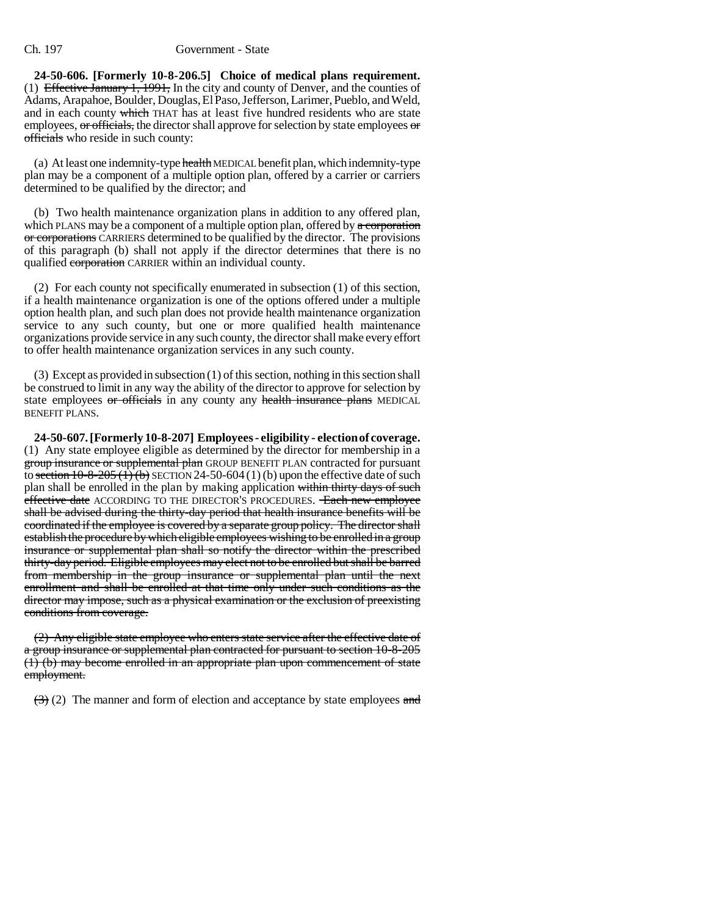**24-50-606. [Formerly 10-8-206.5] Choice of medical plans requirement.** (1) ~~Effective January 1, 1991,~~ In the city and county of Denver, and the counties of Adams, Arapahoe, Boulder, Douglas, El Paso, Jefferson, Larimer, Pueblo, and Weld, and in each county ~~which~~ THAT has at least five hundred residents who are state employees, ~~or officials,~~ the director shall approve for selection by state employees ~~or officials~~ who reside in such county:

(a) At least one indemnity-type ~~health~~ MEDICAL benefit plan, which indemnity-type plan may be a component of a multiple option plan, offered by a carrier or carriers determined to be qualified by the director; and

(b) Two health maintenance organization plans in addition to any offered plan, which PLANS may be a component of a multiple option plan, offered by ~~a corporation or corporations~~ CARRIERS determined to be qualified by the director. The provisions of this paragraph (b) shall not apply if the director determines that there is no qualified ~~corporation~~ CARRIER within an individual county.

(2) For each county not specifically enumerated in subsection (1) of this section, if a health maintenance organization is one of the options offered under a multiple option health plan, and such plan does not provide health maintenance organization service to any such county, but one or more qualified health maintenance organizations provide service in any such county, the director shall make every effort to offer health maintenance organization services in any such county.

(3) Except as provided in subsection (1) of this section, nothing in this section shall be construed to limit in any way the ability of the director to approve for selection by state employees ~~or officials~~ in any county any ~~health insurance plans~~ MEDICAL BENEFIT PLANS.

**24-50-607. [Formerly 10-8-207] Employees - eligibility - election of coverage.** (1) Any state employee eligible as determined by the director for membership in a ~~group insurance or supplemental plan~~ GROUP BENEFIT PLAN contracted for pursuant to ~~section 10-8-205 (1) (b)~~ SECTION 24-50-604 (1) (b) upon the effective date of such plan shall be enrolled in the plan by making application ~~within thirty days of such effective date~~ ACCORDING TO THE DIRECTOR'S PROCEDURES. ~~Each new employee shall be advised during the thirty-day period that health insurance benefits will be coordinated if the employee is covered by a separate group policy. The director shall establish the procedure by which eligible employees wishing to be enrolled in a group insurance or supplemental plan shall so notify the director within the prescribed thirty-day period. Eligible employees may elect not to be enrolled but shall be barred from membership in the group insurance or supplemental plan until the next enrollment and shall be enrolled at that time only under such conditions as the director may impose, such as a physical examination or the exclusion of preexisting conditions from coverage.~~

~~(2) Any eligible state employee who enters state service after the effective date of a group insurance or supplemental plan contracted for pursuant to section 10-8-205 (1) (b) may become enrolled in an appropriate plan upon commencement of state employment.~~

~~(3)~~ (2) The manner and form of election and acceptance by state employees ~~and~~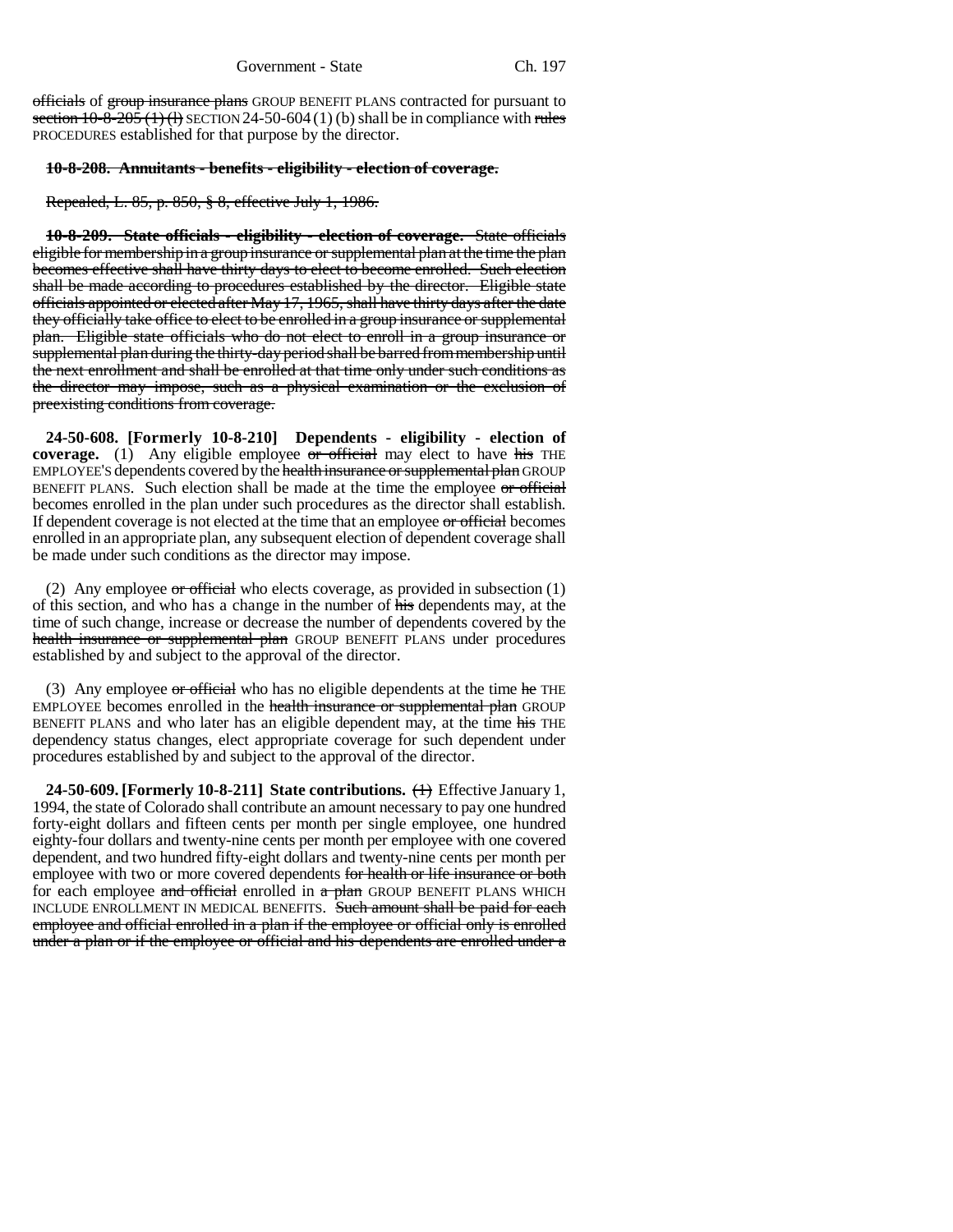officials of group insurance plans GROUP BENEFIT PLANS contracted for pursuant to section 10-8-205 (1) (l) SECTION 24-50-604 (1) (b) shall be in compliance with rules PROCEDURES established for that purpose by the director.

**10-8-208. Annuitants - benefits - eligibility - election of coverage.**

Repealed, L. 85, p. 850, § 8, effective July 1, 1986.

**10-8-209. State officials - eligibility - election of coverage.** State officials eligible for membership in a group insurance or supplemental plan at the time the plan becomes effective shall have thirty days to elect to become enrolled. Such election shall be made according to procedures established by the director. Eligible state officials appointed or elected after May 17, 1965, shall have thirty days after the date they officially take office to elect to be enrolled in a group insurance or supplemental plan. Eligible state officials who do not elect to enroll in a group insurance or supplemental plan during the thirty-day period shall be barred from membership until the next enrollment and shall be enrolled at that time only under such conditions as the director may impose, such as a physical examination or the exclusion of preexisting conditions from coverage.

**24-50-608. [Formerly 10-8-210] Dependents - eligibility - election of coverage.** (1) Any eligible employee or official may elect to have his THE EMPLOYEE'S dependents covered by the health insurance or supplemental plan GROUP BENEFIT PLANS. Such election shall be made at the time the employee or official becomes enrolled in the plan under such procedures as the director shall establish. If dependent coverage is not elected at the time that an employee or official becomes enrolled in an appropriate plan, any subsequent election of dependent coverage shall be made under such conditions as the director may impose.

(2) Any employee or official who elects coverage, as provided in subsection (1) of this section, and who has a change in the number of his dependents may, at the time of such change, increase or decrease the number of dependents covered by the health insurance or supplemental plan GROUP BENEFIT PLANS under procedures established by and subject to the approval of the director.

(3) Any employee or official who has no eligible dependents at the time he THE EMPLOYEE becomes enrolled in the health insurance or supplemental plan GROUP BENEFIT PLANS and who later has an eligible dependent may, at the time his THE dependency status changes, elect appropriate coverage for such dependent under procedures established by and subject to the approval of the director.

**24-50-609. [Formerly 10-8-211] State contributions.** (1) Effective January 1, 1994, the state of Colorado shall contribute an amount necessary to pay one hundred forty-eight dollars and fifteen cents per month per single employee, one hundred eighty-four dollars and twenty-nine cents per month per employee with one covered dependent, and two hundred fifty-eight dollars and twenty-nine cents per month per employee with two or more covered dependents for health or life insurance or both for each employee and official enrolled in a plan GROUP BENEFIT PLANS WHICH INCLUDE ENROLLMENT IN MEDICAL BENEFITS. Such amount shall be paid for each employee and official enrolled in a plan if the employee or official only is enrolled under a plan or if the employee or official and his dependents are enrolled under a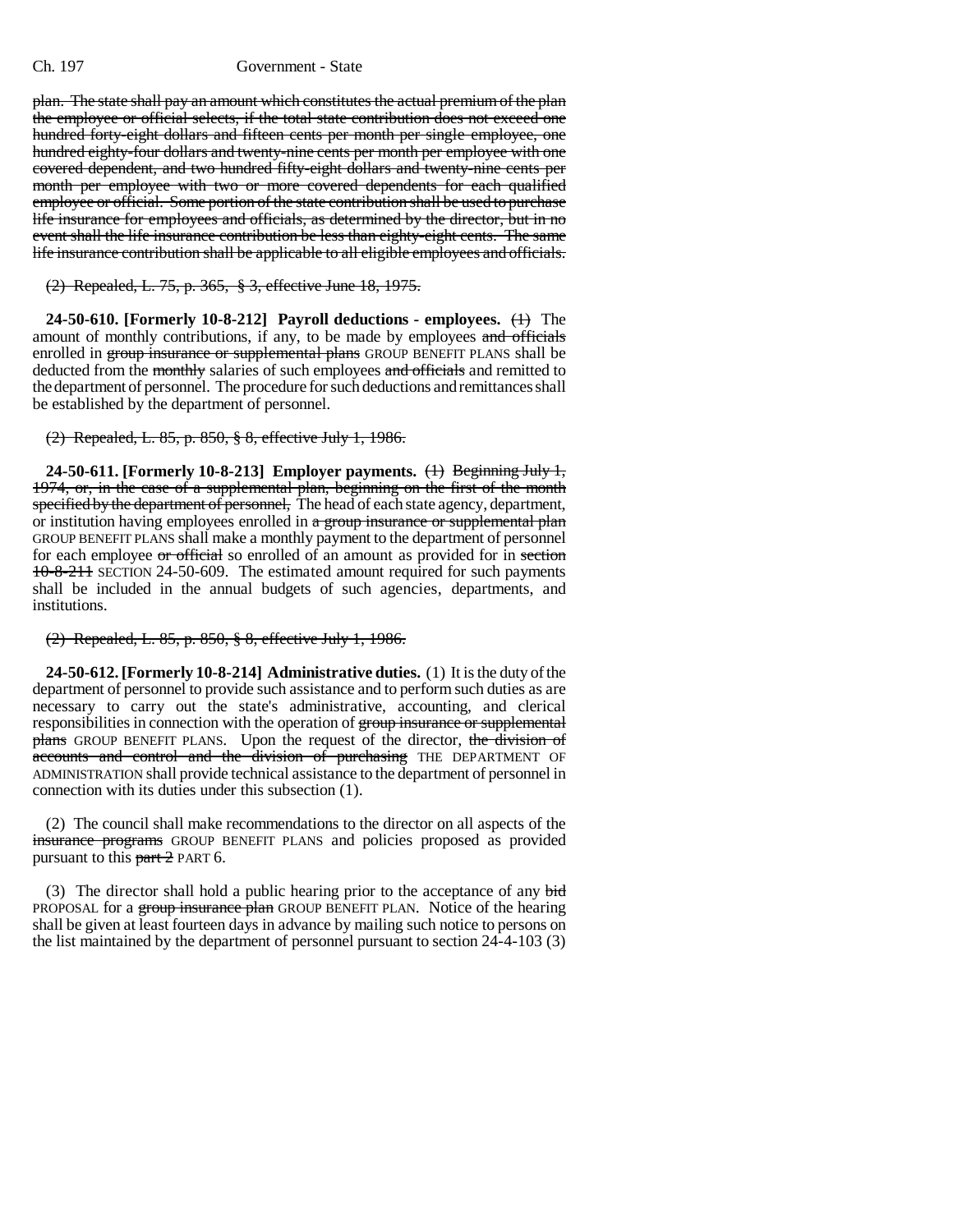plan. The state shall pay an amount which constitutes the actual premium of the plan the employee or official selects, if the total state contribution does not exceed one hundred forty-eight dollars and fifteen cents per month per single employee, one hundred eighty-four dollars and twenty-nine cents per month per employee with one covered dependent, and two hundred fifty-eight dollars and twenty-nine cents per month per employee with two or more covered dependents for each qualified employee or official. Some portion of the state contribution shall be used to purchase life insurance for employees and officials, as determined by the director, but in no event shall the life insurance contribution be less than eighty-eight cents. The same life insurance contribution shall be applicable to all eligible employees and officials.

(2) Repealed, L. 75, p. 365, § 3, effective June 18, 1975.

**24-50-610. [Formerly 10-8-212] Payroll deductions - employees.** (1) The amount of monthly contributions, if any, to be made by employees and officials enrolled in group insurance or supplemental plans GROUP BENEFIT PLANS shall be deducted from the monthly salaries of such employees and officials and remitted to the department of personnel. The procedure for such deductions and remittances shall be established by the department of personnel.

(2) Repealed, L. 85, p. 850, § 8, effective July 1, 1986.

**24-50-611. [Formerly 10-8-213] Employer payments.** (1) Beginning July 1, 1974, or, in the case of a supplemental plan, beginning on the first of the month specified by the department of personnel, The head of each state agency, department, or institution having employees enrolled in a group insurance or supplemental plan GROUP BENEFIT PLANS shall make a monthly payment to the department of personnel for each employee or official so enrolled of an amount as provided for in section 10-8-211 SECTION 24-50-609. The estimated amount required for such payments shall be included in the annual budgets of such agencies, departments, and institutions.

(2) Repealed, L. 85, p. 850, § 8, effective July 1, 1986.

**24-50-612. [Formerly 10-8-214] Administrative duties.** (1) It is the duty of the department of personnel to provide such assistance and to perform such duties as are necessary to carry out the state's administrative, accounting, and clerical responsibilities in connection with the operation of group insurance or supplemental plans GROUP BENEFIT PLANS. Upon the request of the director, the division of accounts and control and the division of purchasing THE DEPARTMENT OF ADMINISTRATION shall provide technical assistance to the department of personnel in connection with its duties under this subsection (1).

(2) The council shall make recommendations to the director on all aspects of the insurance programs GROUP BENEFIT PLANS and policies proposed as provided pursuant to this part 2 PART 6.

(3) The director shall hold a public hearing prior to the acceptance of any bid PROPOSAL for a group insurance plan GROUP BENEFIT PLAN. Notice of the hearing shall be given at least fourteen days in advance by mailing such notice to persons on the list maintained by the department of personnel pursuant to section 24-4-103 (3)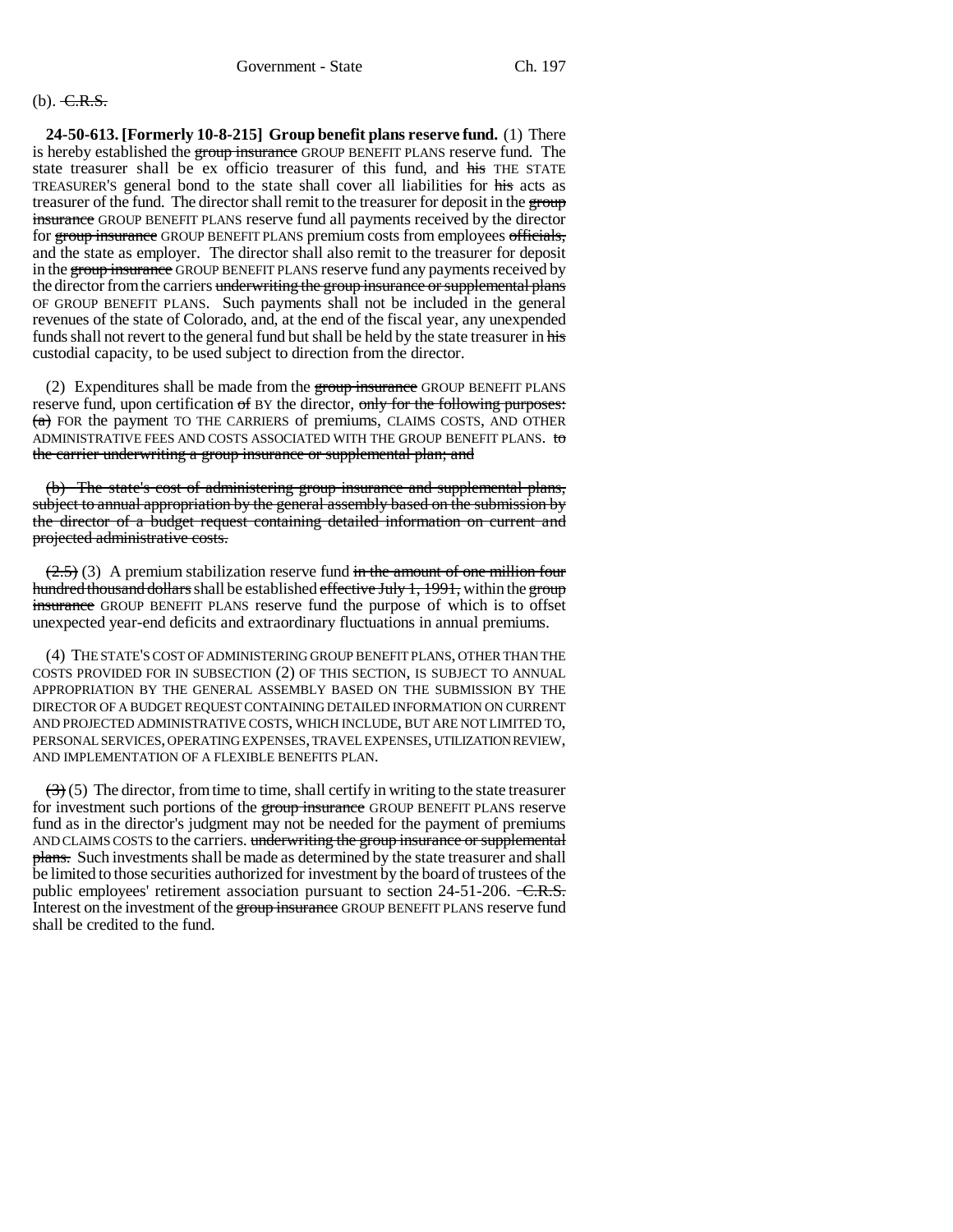(b). ~~C.R.S.~~

**24-50-613. [Formerly 10-8-215] Group benefit plans reserve fund.** (1) There is hereby established the ~~group insurance~~ GROUP BENEFIT PLANS reserve fund. The state treasurer shall be ex officio treasurer of this fund, and ~~his~~ THE STATE TREASURER'S general bond to the state shall cover all liabilities for ~~his~~ acts as treasurer of the fund. The director shall remit to the treasurer for deposit in the ~~group insurance~~ GROUP BENEFIT PLANS reserve fund all payments received by the director for ~~group insurance~~ GROUP BENEFIT PLANS premium costs from employees ~~officials,~~ and the state as employer. The director shall also remit to the treasurer for deposit in the ~~group insurance~~ GROUP BENEFIT PLANS reserve fund any payments received by the director from the carriers ~~underwriting the group insurance or supplemental plans~~ OF GROUP BENEFIT PLANS. Such payments shall not be included in the general revenues of the state of Colorado, and, at the end of the fiscal year, any unexpended funds shall not revert to the general fund but shall be held by the state treasurer in ~~his~~ custodial capacity, to be used subject to direction from the director.

(2) Expenditures shall be made from the ~~group insurance~~ GROUP BENEFIT PLANS reserve fund, upon certification ~~of~~ BY the director, ~~only for the following purposes:~~ ~~(a)~~ FOR the payment TO THE CARRIERS of premiums, CLAIMS COSTS, AND OTHER ADMINISTRATIVE FEES AND COSTS ASSOCIATED WITH THE GROUP BENEFIT PLANS. ~~to the carrier underwriting a group insurance or supplemental plan; and~~

~~(b) The state's cost of administering group insurance and supplemental plans, subject to annual appropriation by the general assembly based on the submission by the director of a budget request containing detailed information on current and projected administrative costs.~~

~~(2.5)~~ (3) A premium stabilization reserve fund ~~in the amount of one million four hundred thousand dollars~~ shall be established ~~effective July 1, 1991,~~ within the ~~group insurance~~ GROUP BENEFIT PLANS reserve fund the purpose of which is to offset unexpected year-end deficits and extraordinary fluctuations in annual premiums.

(4) THE STATE'S COST OF ADMINISTERING GROUP BENEFIT PLANS, OTHER THAN THE COSTS PROVIDED FOR IN SUBSECTION (2) OF THIS SECTION, IS SUBJECT TO ANNUAL APPROPRIATION BY THE GENERAL ASSEMBLY BASED ON THE SUBMISSION BY THE DIRECTOR OF A BUDGET REQUEST CONTAINING DETAILED INFORMATION ON CURRENT AND PROJECTED ADMINISTRATIVE COSTS, WHICH INCLUDE, BUT ARE NOT LIMITED TO, PERSONAL SERVICES, OPERATING EXPENSES, TRAVEL EXPENSES, UTILIZATION REVIEW, AND IMPLEMENTATION OF A FLEXIBLE BENEFITS PLAN.

~~(3)~~ (5) The director, from time to time, shall certify in writing to the state treasurer for investment such portions of the ~~group insurance~~ GROUP BENEFIT PLANS reserve fund as in the director's judgment may not be needed for the payment of premiums AND CLAIMS COSTS to the carriers. ~~underwriting the group insurance or supplemental plans.~~ Such investments shall be made as determined by the state treasurer and shall be limited to those securities authorized for investment by the board of trustees of the public employees' retirement association pursuant to section 24-51-206. ~~C.R.S.~~ Interest on the investment of the ~~group insurance~~ GROUP BENEFIT PLANS reserve fund shall be credited to the fund.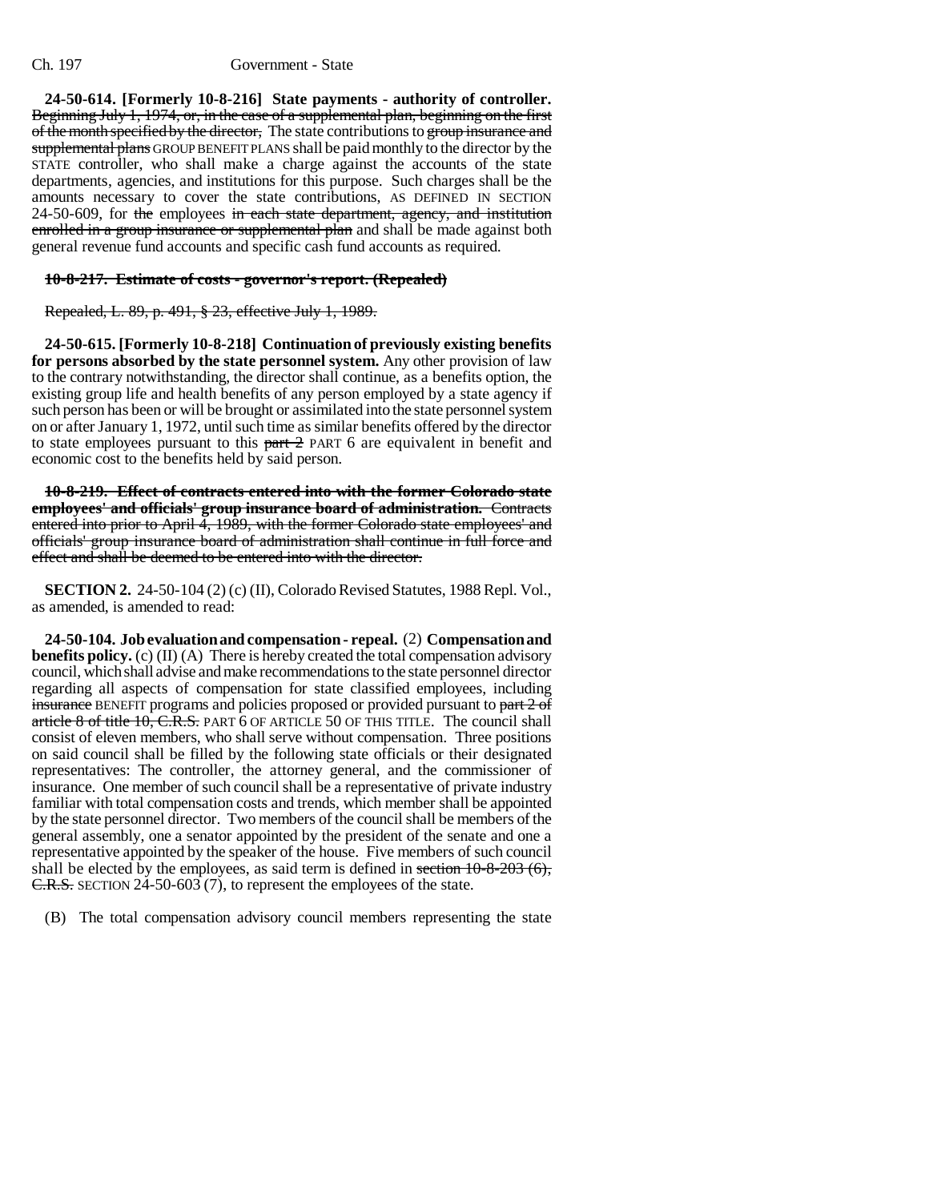**24-50-614. [Formerly 10-8-216] State payments - authority of controller.** ~~Beginning July 1, 1974, or, in the case of a supplemental plan, beginning on the first of the month specified by the director,~~ The state contributions to ~~group insurance and supplemental plans~~ GROUP BENEFIT PLANS shall be paid monthly to the director by the STATE controller, who shall make a charge against the accounts of the state departments, agencies, and institutions for this purpose. Such charges shall be the amounts necessary to cover the state contributions, AS DEFINED IN SECTION 24-50-609, for ~~the~~ employees ~~in each state department, agency, and institution enrolled in a group insurance or supplemental plan~~ and shall be made against both general revenue fund accounts and specific cash fund accounts as required.

~~**10-8-217. Estimate of costs - governor's report. (Repealed)**~~

~~Repealed, L. 89, p. 491, § 23, effective July 1, 1989.~~

**24-50-615. [Formerly 10-8-218] Continuation of previously existing benefits for persons absorbed by the state personnel system.** Any other provision of law to the contrary notwithstanding, the director shall continue, as a benefits option, the existing group life and health benefits of any person employed by a state agency if such person has been or will be brought or assimilated into the state personnel system on or after January 1, 1972, until such time as similar benefits offered by the director to state employees pursuant to this ~~part 2~~ PART 6 are equivalent in benefit and economic cost to the benefits held by said person.

~~**10-8-219. Effect of contracts entered into with the former Colorado state employees' and officials' group insurance board of administration.** Contracts entered into prior to April 4, 1989, with the former Colorado state employees' and officials' group insurance board of administration shall continue in full force and effect and shall be deemed to be entered into with the director.~~

**SECTION 2.** 24-50-104 (2) (c) (II), Colorado Revised Statutes, 1988 Repl. Vol., as amended, is amended to read:

**24-50-104. Job evaluation and compensation - repeal.** (2) **Compensation and benefits policy.** (c) (II) (A) There is hereby created the total compensation advisory council, which shall advise and make recommendations to the state personnel director regarding all aspects of compensation for state classified employees, including ~~insurance~~ BENEFIT programs and policies proposed or provided pursuant to ~~part 2 of article 8 of title 10, C.R.S.~~ PART 6 OF ARTICLE 50 OF THIS TITLE. The council shall consist of eleven members, who shall serve without compensation. Three positions on said council shall be filled by the following state officials or their designated representatives: The controller, the attorney general, and the commissioner of insurance. One member of such council shall be a representative of private industry familiar with total compensation costs and trends, which member shall be appointed by the state personnel director. Two members of the council shall be members of the general assembly, one a senator appointed by the president of the senate and one a representative appointed by the speaker of the house. Five members of such council shall be elected by the employees, as said term is defined in ~~section 10-8-203 (6), C.R.S.~~ SECTION 24-50-603 (7), to represent the employees of the state.

(B) The total compensation advisory council members representing the state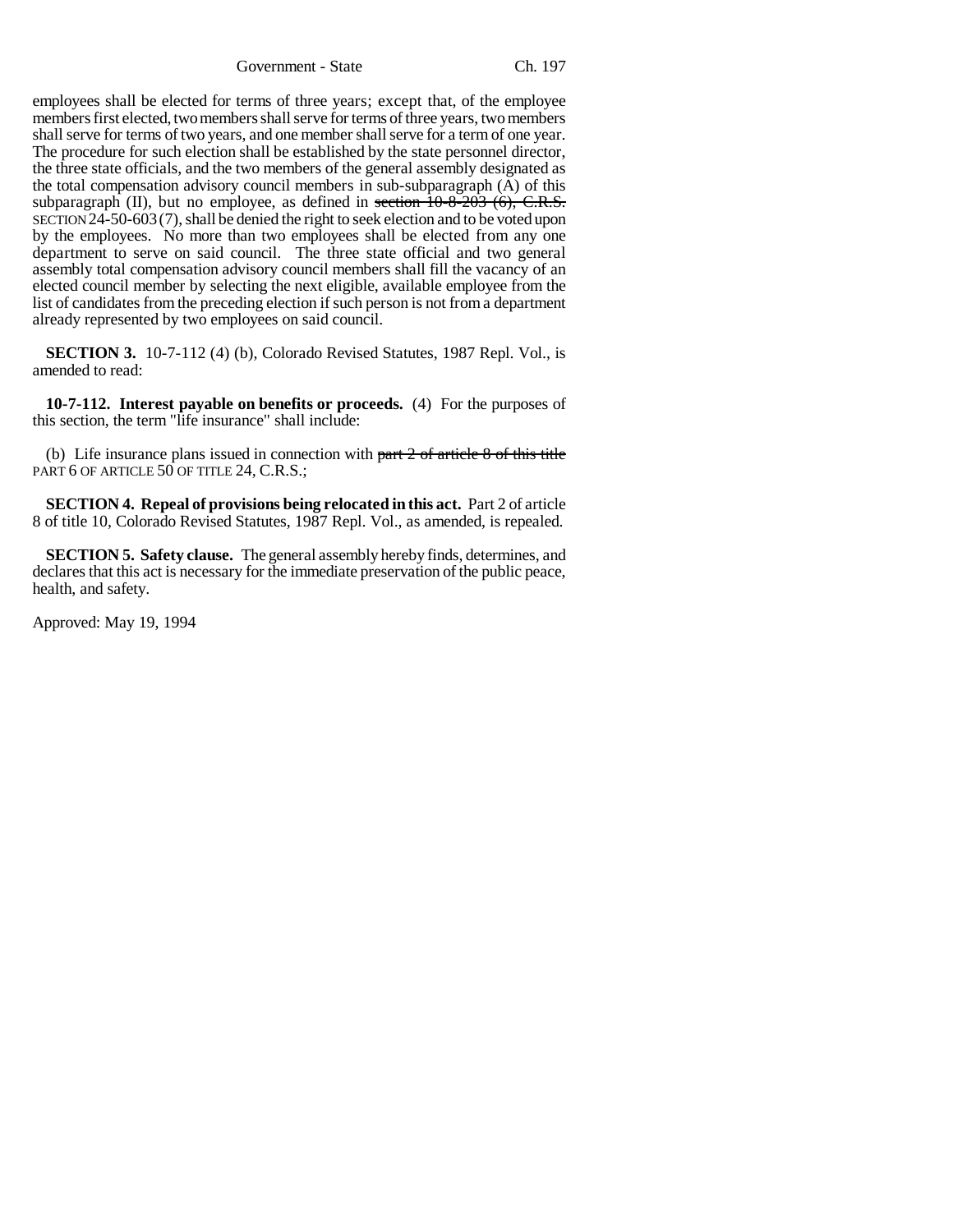employees shall be elected for terms of three years; except that, of the employee members first elected, two members shall serve for terms of three years, two members shall serve for terms of two years, and one member shall serve for a term of one year. The procedure for such election shall be established by the state personnel director, the three state officials, and the two members of the general assembly designated as the total compensation advisory council members in sub-subparagraph (A) of this subparagraph (II), but no employee, as defined in ~~section 10-8-203 (6), C.R.S.~~ SECTION 24-50-603 (7), shall be denied the right to seek election and to be voted upon by the employees. No more than two employees shall be elected from any one department to serve on said council. The three state official and two general assembly total compensation advisory council members shall fill the vacancy of an elected council member by selecting the next eligible, available employee from the list of candidates from the preceding election if such person is not from a department already represented by two employees on said council.

**SECTION 3.** 10-7-112 (4) (b), Colorado Revised Statutes, 1987 Repl. Vol., is amended to read:

**10-7-112. Interest payable on benefits or proceeds.** (4) For the purposes of this section, the term "life insurance" shall include:

(b) Life insurance plans issued in connection with ~~part 2 of article 8 of this title~~ PART 6 OF ARTICLE 50 OF TITLE 24, C.R.S.;

**SECTION 4. Repeal of provisions being relocated in this act.** Part 2 of article 8 of title 10, Colorado Revised Statutes, 1987 Repl. Vol., as amended, is repealed.

**SECTION 5. Safety clause.** The general assembly hereby finds, determines, and declares that this act is necessary for the immediate preservation of the public peace, health, and safety.

Approved: May 19, 1994